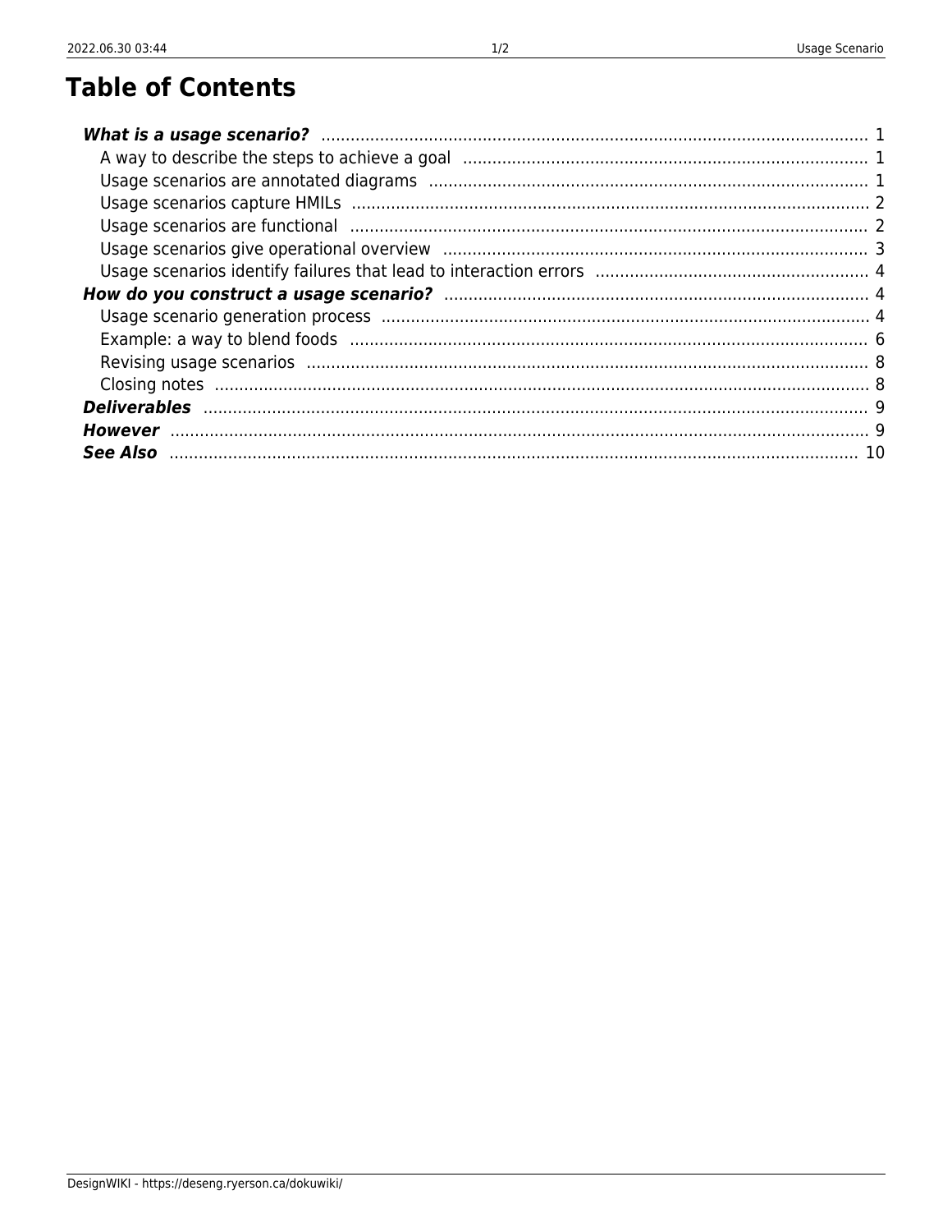# Table of Contents

- ***What is a usage scenario?*** ..... 1
  - A way to describe the steps to achieve a goal ..... 1
  - Usage scenarios are annotated diagrams ..... 1
  - Usage scenarios capture HMILs ..... 2
  - Usage scenarios are functional ..... 2
  - Usage scenarios give operational overview ..... 3
  - Usage scenarios identify failures that lead to interaction errors ..... 4
- ***How do you construct a usage scenario?*** ..... 4
  - Usage scenario generation process ..... 4
  - Example: a way to blend foods ..... 6
  - Revising usage scenarios ..... 8
  - Closing notes ..... 8
- ***Deliverables*** ..... 9
- ***However*** ..... 9
- ***See Also*** ..... 10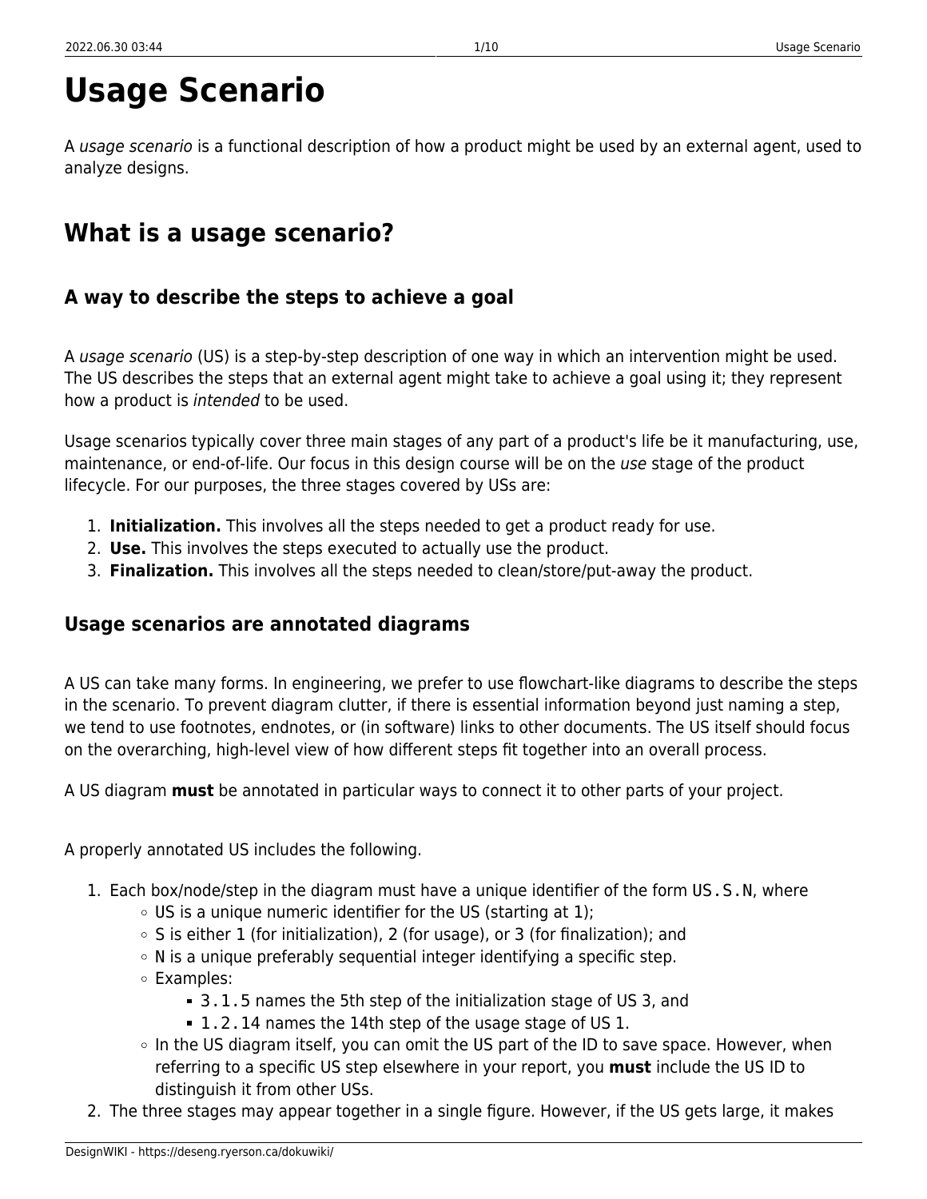# Usage Scenario

A *usage scenario* is a functional description of how a product might be used by an external agent, used to analyze designs.

## What is a usage scenario?

### A way to describe the steps to achieve a goal

A *usage scenario* (US) is a step-by-step description of one way in which an intervention might be used. The US describes the steps that an external agent might take to achieve a goal using it; they represent how a product is *intended* to be used.

Usage scenarios typically cover three main stages of any part of a product's life be it manufacturing, use, maintenance, or end-of-life. Our focus in this design course will be on the *use* stage of the product lifecycle. For our purposes, the three stages covered by USs are:

1. **Initialization.** This involves all the steps needed to get a product ready for use.
2. **Use.** This involves the steps executed to actually use the product.
3. **Finalization.** This involves all the steps needed to clean/store/put-away the product.

### Usage scenarios are annotated diagrams

A US can take many forms. In engineering, we prefer to use flowchart-like diagrams to describe the steps in the scenario. To prevent diagram clutter, if there is essential information beyond just naming a step, we tend to use footnotes, endnotes, or (in software) links to other documents. The US itself should focus on the overarching, high-level view of how different steps fit together into an overall process.

A US diagram **must** be annotated in particular ways to connect it to other parts of your project.

A properly annotated US includes the following.

1. Each box/node/step in the diagram must have a unique identifier of the form `US.S.N`, where
   - US is a unique numeric identifier for the US (starting at 1);
   - S is either 1 (for initialization), 2 (for usage), or 3 (for finalization); and
   - N is a unique preferably sequential integer identifying a specific step.
   - Examples:
     - `3.1.5` names the 5th step of the initialization stage of US 3, and
     - `1.2.14` names the 14th step of the usage stage of US 1.
   - In the US diagram itself, you can omit the US part of the ID to save space. However, when referring to a specific US step elsewhere in your report, you **must** include the US ID to distinguish it from other USs.
2. The three stages may appear together in a single figure. However, if the US gets large, it makes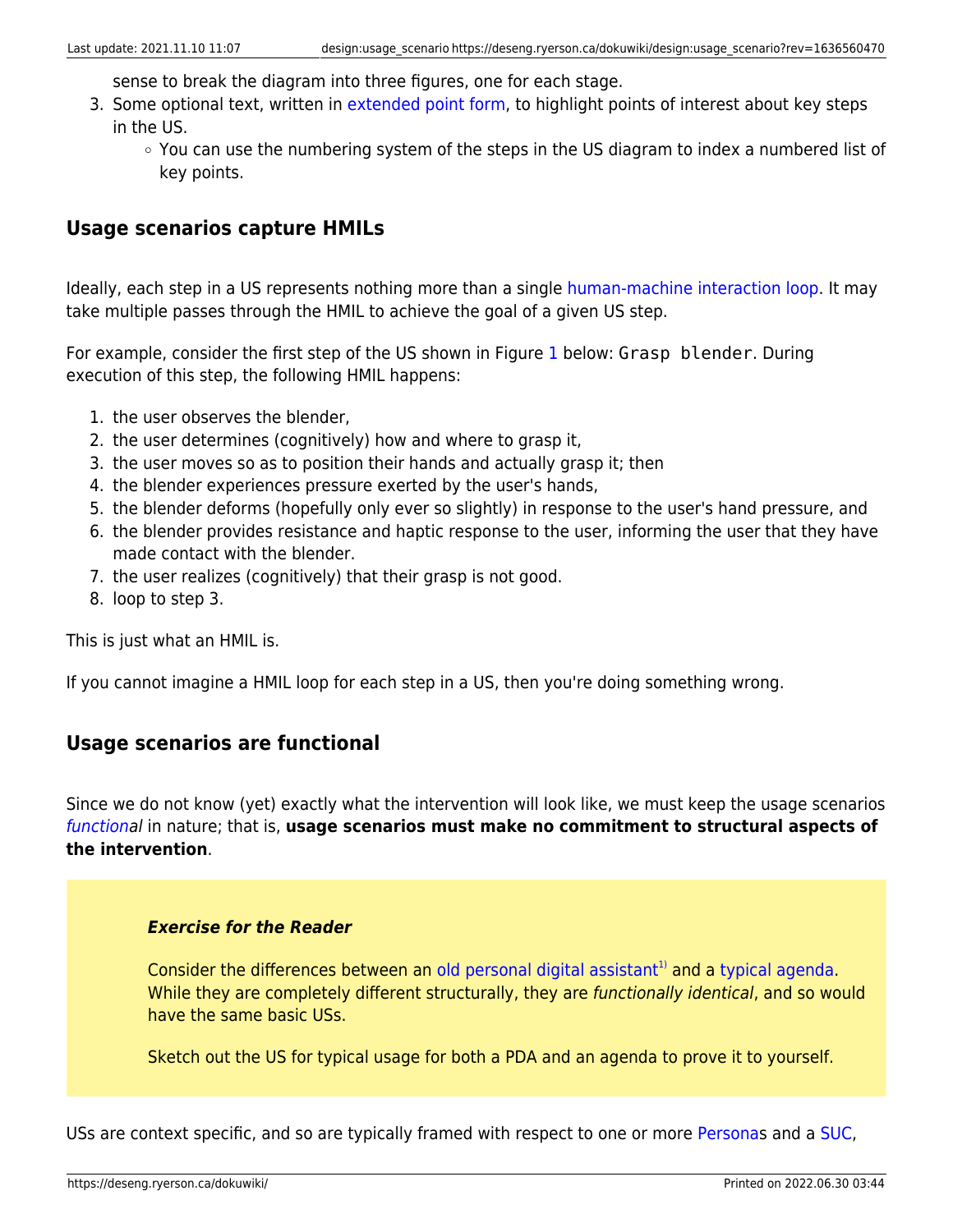sense to break the diagram into three figures, one for each stage.
3. Some optional text, written in extended point form, to highlight points of interest about key steps in the US.
    - You can use the numbering system of the steps in the US diagram to index a numbered list of key points.

## Usage scenarios capture HMILs

Ideally, each step in a US represents nothing more than a single human-machine interaction loop. It may take multiple passes through the HMIL to achieve the goal of a given US step.

For example, consider the first step of the US shown in Figure 1 below: `Grasp blender`. During execution of this step, the following HMIL happens:

1. the user observes the blender,
2. the user determines (cognitively) how and where to grasp it,
3. the user moves so as to position their hands and actually grasp it; then
4. the blender experiences pressure exerted by the user's hands,
5. the blender deforms (hopefully only ever so slightly) in response to the user's hand pressure, and
6. the blender provides resistance and haptic response to the user, informing the user that they have made contact with the blender.
7. the user realizes (cognitively) that their grasp is not good.
8. loop to step 3.

This is just what an HMIL is.

If you cannot imagine a HMIL loop for each step in a US, then you're doing something wrong.

## Usage scenarios are functional

Since we do not know (yet) exactly what the intervention will look like, we must keep the usage scenarios *functional* in nature; that is, **usage scenarios must make no commitment to structural aspects of the intervention**.

> ***Exercise for the Reader***
>
> Consider the differences between an old personal digital assistant[1] and a typical agenda. While they are completely different structurally, they are *functionally identical*, and so would have the same basic USs.
>
> Sketch out the US for typical usage for both a PDA and an agenda to prove it to yourself.

USs are context specific, and so are typically framed with respect to one or more Personas and a SUC,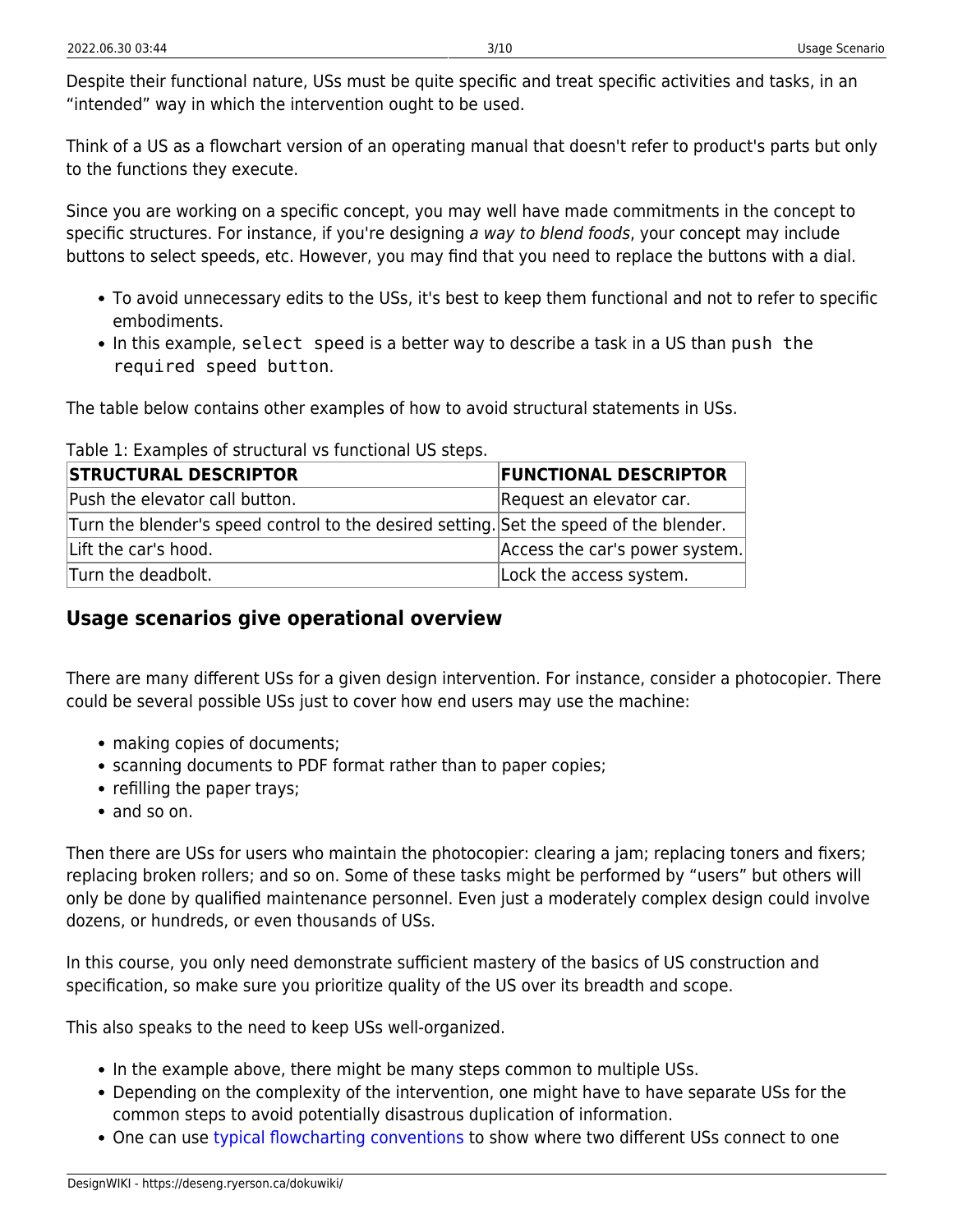Despite their functional nature, USs must be quite specific and treat specific activities and tasks, in an "intended" way in which the intervention ought to be used.

Think of a US as a flowchart version of an operating manual that doesn't refer to product's parts but only to the functions they execute.

Since you are working on a specific concept, you may well have made commitments in the concept to specific structures. For instance, if you're designing *a way to blend foods*, your concept may include buttons to select speeds, etc. However, you may find that you need to replace the buttons with a dial.

- To avoid unnecessary edits to the USs, it's best to keep them functional and not to refer to specific embodiments.
- In this example, `select speed` is a better way to describe a task in a US than `push the required speed button`.

The table below contains other examples of how to avoid structural statements in USs.

Table 1: Examples of structural vs functional US steps.

| STRUCTURAL DESCRIPTOR | FUNCTIONAL DESCRIPTOR |
|---|---|
| Push the elevator call button. | Request an elevator car. |
| Turn the blender's speed control to the desired setting. | Set the speed of the blender. |
| Lift the car's hood. | Access the car's power system. |
| Turn the deadbolt. | Lock the access system. |

## Usage scenarios give operational overview

There are many different USs for a given design intervention. For instance, consider a photocopier. There could be several possible USs just to cover how end users may use the machine:

- making copies of documents;
- scanning documents to PDF format rather than to paper copies;
- refilling the paper trays;
- and so on.

Then there are USs for users who maintain the photocopier: clearing a jam; replacing toners and fixers; replacing broken rollers; and so on. Some of these tasks might be performed by "users" but others will only be done by qualified maintenance personnel. Even just a moderately complex design could involve dozens, or hundreds, or even thousands of USs.

In this course, you only need demonstrate sufficient mastery of the basics of US construction and specification, so make sure you prioritize quality of the US over its breadth and scope.

This also speaks to the need to keep USs well-organized.

- In the example above, there might be many steps common to multiple USs.
- Depending on the complexity of the intervention, one might have to have separate USs for the common steps to avoid potentially disastrous duplication of information.
- One can use typical flowcharting conventions to show where two different USs connect to one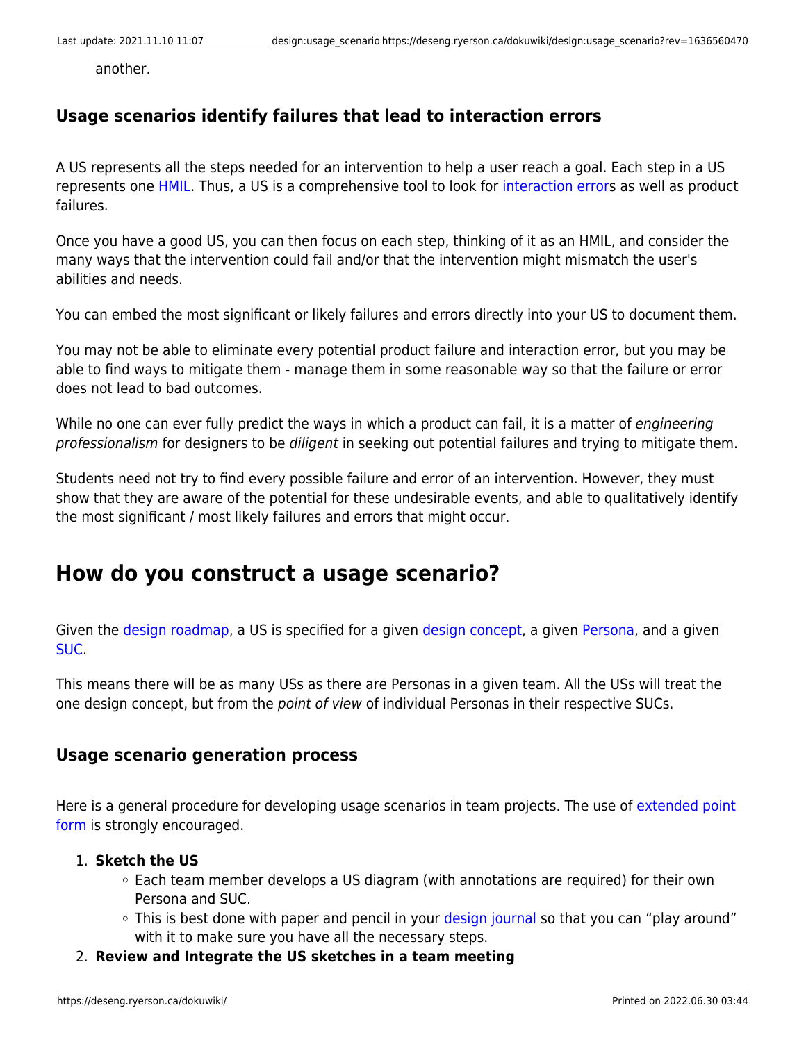another.

### Usage scenarios identify failures that lead to interaction errors

A US represents all the steps needed for an intervention to help a user reach a goal. Each step in a US represents one HMIL. Thus, a US is a comprehensive tool to look for interaction errors as well as product failures.

Once you have a good US, you can then focus on each step, thinking of it as an HMIL, and consider the many ways that the intervention could fail and/or that the intervention might mismatch the user's abilities and needs.

You can embed the most significant or likely failures and errors directly into your US to document them.

You may not be able to eliminate every potential product failure and interaction error, but you may be able to find ways to mitigate them - manage them in some reasonable way so that the failure or error does not lead to bad outcomes.

While no one can ever fully predict the ways in which a product can fail, it is a matter of *engineering professionalism* for designers to be *diligent* in seeking out potential failures and trying to mitigate them.

Students need not try to find every possible failure and error of an intervention. However, they must show that they are aware of the potential for these undesirable events, and able to qualitatively identify the most significant / most likely failures and errors that might occur.

## How do you construct a usage scenario?

Given the design roadmap, a US is specified for a given design concept, a given Persona, and a given SUC.

This means there will be as many USs as there are Personas in a given team. All the USs will treat the one design concept, but from the *point of view* of individual Personas in their respective SUCs.

### Usage scenario generation process

Here is a general procedure for developing usage scenarios in team projects. The use of extended point form is strongly encouraged.

1. **Sketch the US**
   - Each team member develops a US diagram (with annotations are required) for their own Persona and SUC.
   - This is best done with paper and pencil in your design journal so that you can "play around" with it to make sure you have all the necessary steps.
2. **Review and Integrate the US sketches in a team meeting**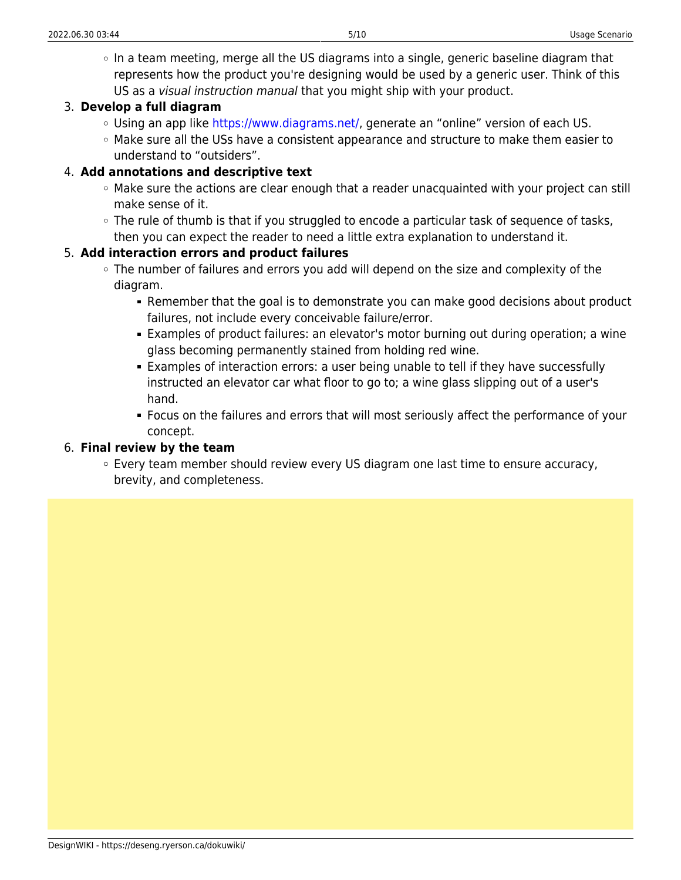- In a team meeting, merge all the US diagrams into a single, generic baseline diagram that represents how the product you're designing would be used by a generic user. Think of this US as a *visual instruction manual* that you might ship with your product.

3. **Develop a full diagram**
    - Using an app like https://www.diagrams.net/, generate an “online” version of each US.
    - Make sure all the USs have a consistent appearance and structure to make them easier to understand to “outsiders”.
4. **Add annotations and descriptive text**
    - Make sure the actions are clear enough that a reader unacquainted with your project can still make sense of it.
    - The rule of thumb is that if you struggled to encode a particular task of sequence of tasks, then you can expect the reader to need a little extra explanation to understand it.
5. **Add interaction errors and product failures**
    - The number of failures and errors you add will depend on the size and complexity of the diagram.
        - Remember that the goal is to demonstrate you can make good decisions about product failures, not include every conceivable failure/error.
        - Examples of product failures: an elevator's motor burning out during operation; a wine glass becoming permanently stained from holding red wine.
        - Examples of interaction errors: a user being unable to tell if they have successfully instructed an elevator car what floor to go to; a wine glass slipping out of a user's hand.
        - Focus on the failures and errors that will most seriously affect the performance of your concept.
6. **Final review by the team**
    - Every team member should review every US diagram one last time to ensure accuracy, brevity, and completeness.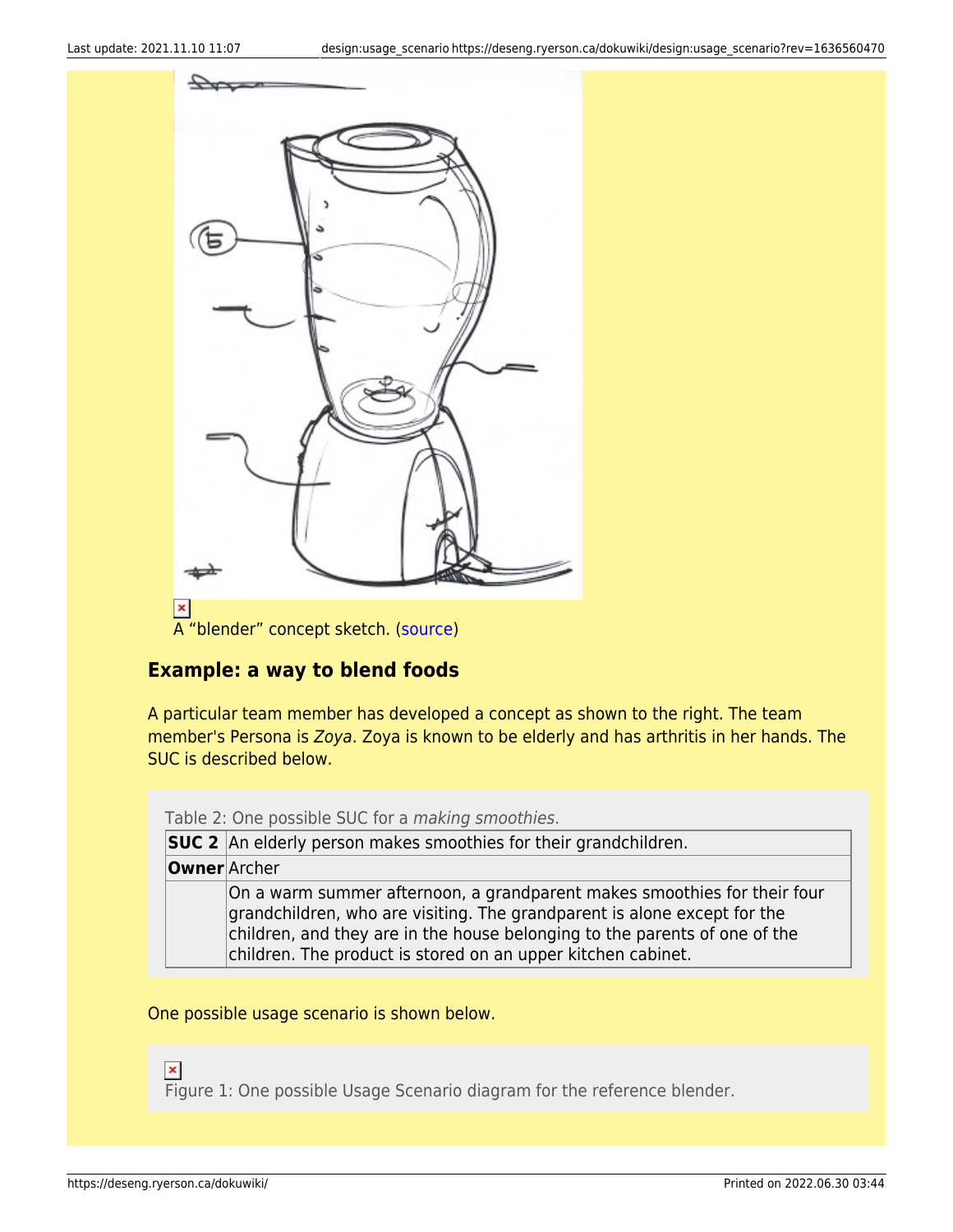A “blender” concept sketch. (source)

### Example: a way to blend foods

A particular team member has developed a concept as shown to the right. The team member's Persona is *Zoya*. Zoya is known to be elderly and has arthritis in her hands. The SUC is described below.

Table 2: One possible SUC for a *making smoothies*.

| **SUC 2** | An elderly person makes smoothies for their grandchildren. |
| --- | --- |
| **Owner** | Archer |
| | On a warm summer afternoon, a grandparent makes smoothies for their four grandchildren, who are visiting. The grandparent is alone except for the children, and they are in the house belonging to the parents of one of the children. The product is stored on an upper kitchen cabinet. |

One possible usage scenario is shown below.

Figure 1: One possible Usage Scenario diagram for the reference blender.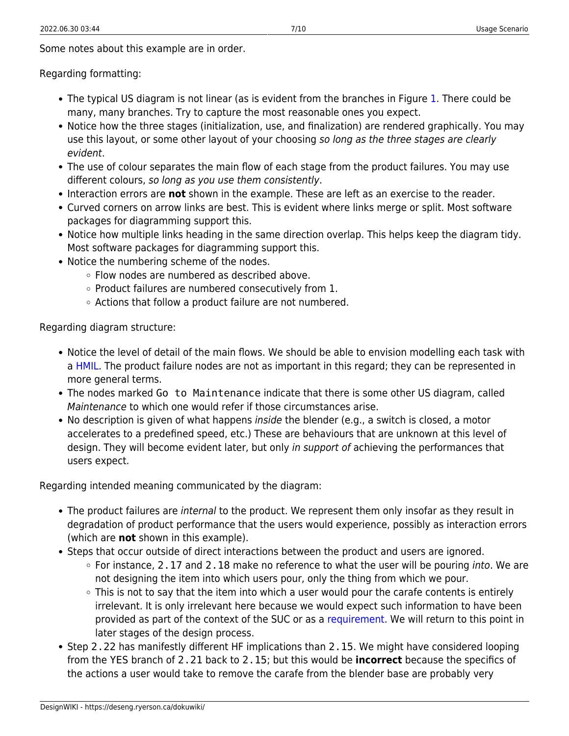Some notes about this example are in order.

Regarding formatting:

- The typical US diagram is not linear (as is evident from the branches in Figure 1. There could be many, many branches. Try to capture the most reasonable ones you expect.
- Notice how the three stages (initialization, use, and finalization) are rendered graphically. You may use this layout, or some other layout of your choosing *so long as the three stages are clearly evident*.
- The use of colour separates the main flow of each stage from the product failures. You may use different colours, *so long as you use them consistently*.
- Interaction errors are **not** shown in the example. These are left as an exercise to the reader.
- Curved corners on arrow links are best. This is evident where links merge or split. Most software packages for diagramming support this.
- Notice how multiple links heading in the same direction overlap. This helps keep the diagram tidy. Most software packages for diagramming support this.
- Notice the numbering scheme of the nodes.
  - Flow nodes are numbered as described above.
  - Product failures are numbered consecutively from 1.
  - Actions that follow a product failure are not numbered.

Regarding diagram structure:

- Notice the level of detail of the main flows. We should be able to envision modelling each task with a HMIL. The product failure nodes are not as important in this regard; they can be represented in more general terms.
- The nodes marked `Go to Maintenance` indicate that there is some other US diagram, called *Maintenance* to which one would refer if those circumstances arise.
- No description is given of what happens *inside* the blender (e.g., a switch is closed, a motor accelerates to a predefined speed, etc.) These are behaviours that are unknown at this level of design. They will become evident later, but only *in support of* achieving the performances that users expect.

Regarding intended meaning communicated by the diagram:

- The product failures are *internal* to the product. We represent them only insofar as they result in degradation of product performance that the users would experience, possibly as interaction errors (which are **not** shown in this example).
- Steps that occur outside of direct interactions between the product and users are ignored.
  - For instance, `2.17` and `2.18` make no reference to what the user will be pouring *into*. We are not designing the item into which users pour, only the thing from which we pour.
  - This is not to say that the item into which a user would pour the carafe contents is entirely irrelevant. It is only irrelevant here because we would expect such information to have been provided as part of the context of the SUC or as a requirement. We will return to this point in later stages of the design process.
- Step `2.22` has manifestly different HF implications than `2.15`. We might have considered looping from the YES branch of `2.21` back to `2.15`; but this would be **incorrect** because the specifics of the actions a user would take to remove the carafe from the blender base are probably very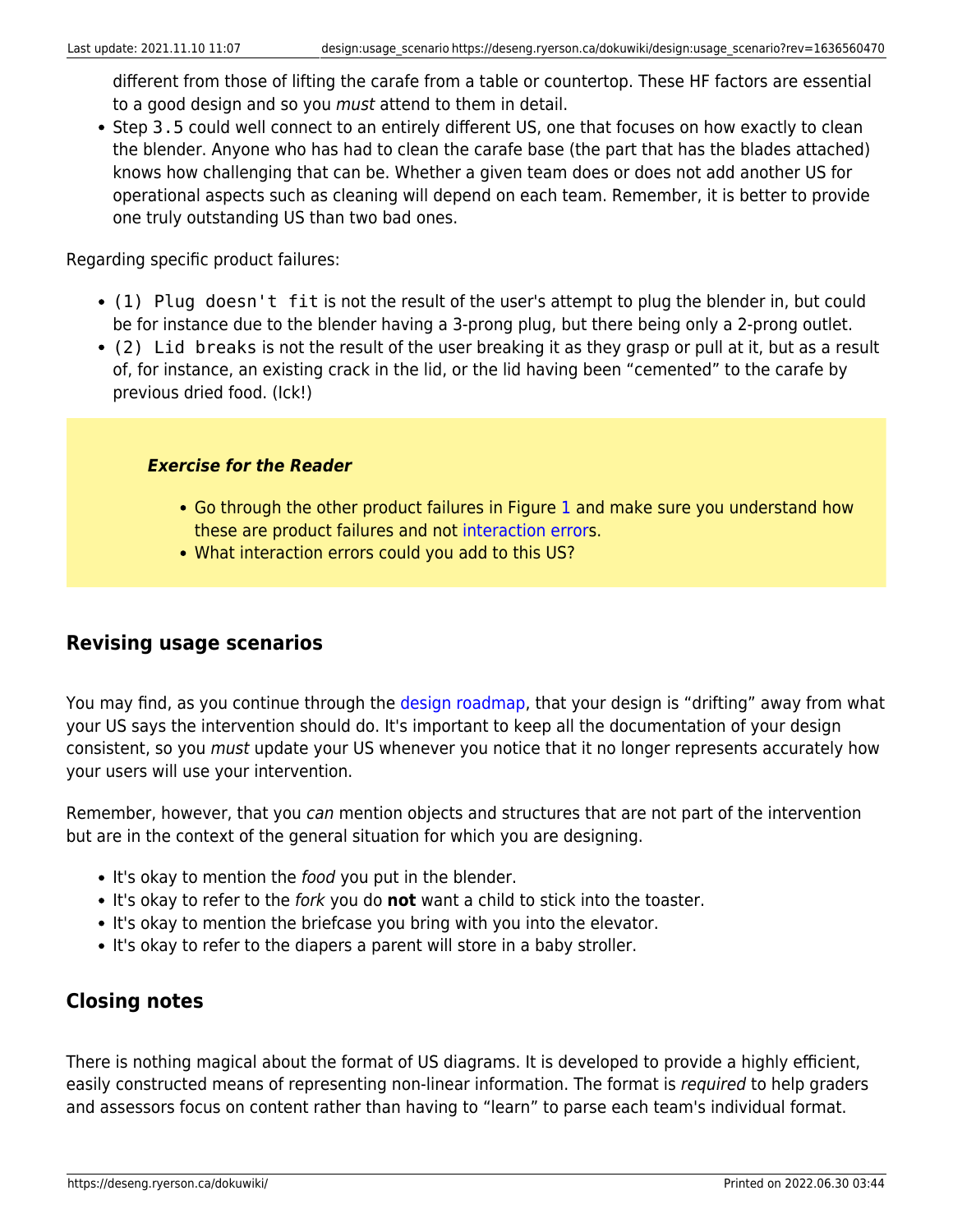different from those of lifting the carafe from a table or countertop. These HF factors are essential to a good design and so you *must* attend to them in detail.
- Step `3.5` could well connect to an entirely different US, one that focuses on how exactly to clean the blender. Anyone who has had to clean the carafe base (the part that has the blades attached) knows how challenging that can be. Whether a given team does or does not add another US for operational aspects such as cleaning will depend on each team. Remember, it is better to provide one truly outstanding US than two bad ones.

Regarding specific product failures:

- `(1) Plug doesn't fit` is not the result of the user's attempt to plug the blender in, but could be for instance due to the blender having a 3-prong plug, but there being only a 2-prong outlet.
- `(2) Lid breaks` is not the result of the user breaking it as they grasp or pull at it, but as a result of, for instance, an existing crack in the lid, or the lid having been "cemented" to the carafe by previous dried food. (Ick!)

> ***Exercise for the Reader***
>
> - Go through the other product failures in Figure 1 and make sure you understand how these are product failures and not interaction errors.
> - What interaction errors could you add to this US?

## Revising usage scenarios

You may find, as you continue through the design roadmap, that your design is "drifting" away from what your US says the intervention should do. It's important to keep all the documentation of your design consistent, so you *must* update your US whenever you notice that it no longer represents accurately how your users will use your intervention.

Remember, however, that you *can* mention objects and structures that are not part of the intervention but are in the context of the general situation for which you are designing.

- It's okay to mention the *food* you put in the blender.
- It's okay to refer to the *fork* you do **not** want a child to stick into the toaster.
- It's okay to mention the briefcase you bring with you into the elevator.
- It's okay to refer to the diapers a parent will store in a baby stroller.

## Closing notes

There is nothing magical about the format of US diagrams. It is developed to provide a highly efficient, easily constructed means of representing non-linear information. The format is *required* to help graders and assessors focus on content rather than having to "learn" to parse each team's individual format.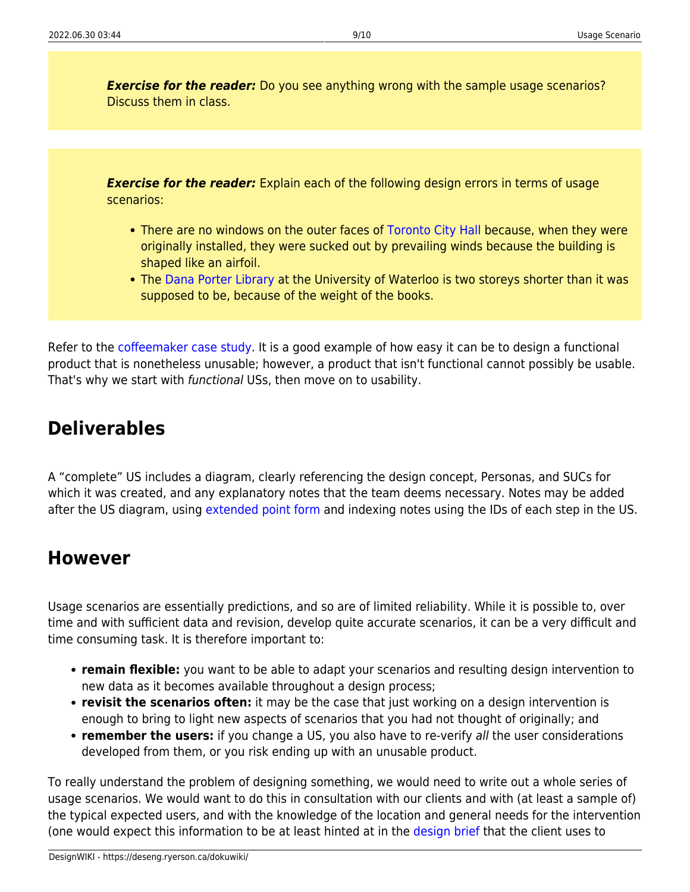***Exercise for the reader:*** Do you see anything wrong with the sample usage scenarios? Discuss them in class.

***Exercise for the reader:*** Explain each of the following design errors in terms of usage scenarios:

- There are no windows on the outer faces of Toronto City Hall because, when they were originally installed, they were sucked out by prevailing winds because the building is shaped like an airfoil.
- The Dana Porter Library at the University of Waterloo is two storeys shorter than it was supposed to be, because of the weight of the books.

Refer to the coffeemaker case study. It is a good example of how easy it can be to design a functional product that is nonetheless unusable; however, a product that isn't functional cannot possibly be usable. That's why we start with *functional* USs, then move on to usability.

## Deliverables

A "complete" US includes a diagram, clearly referencing the design concept, Personas, and SUCs for which it was created, and any explanatory notes that the team deems necessary. Notes may be added after the US diagram, using extended point form and indexing notes using the IDs of each step in the US.

## However

Usage scenarios are essentially predictions, and so are of limited reliability. While it is possible to, over time and with sufficient data and revision, develop quite accurate scenarios, it can be a very difficult and time consuming task. It is therefore important to:

- **remain flexible:** you want to be able to adapt your scenarios and resulting design intervention to new data as it becomes available throughout a design process;
- **revisit the scenarios often:** it may be the case that just working on a design intervention is enough to bring to light new aspects of scenarios that you had not thought of originally; and
- **remember the users:** if you change a US, you also have to re-verify *all* the user considerations developed from them, or you risk ending up with an unusable product.

To really understand the problem of designing something, we would need to write out a whole series of usage scenarios. We would want to do this in consultation with our clients and with (at least a sample of) the typical expected users, and with the knowledge of the location and general needs for the intervention (one would expect this information to be at least hinted at in the design brief that the client uses to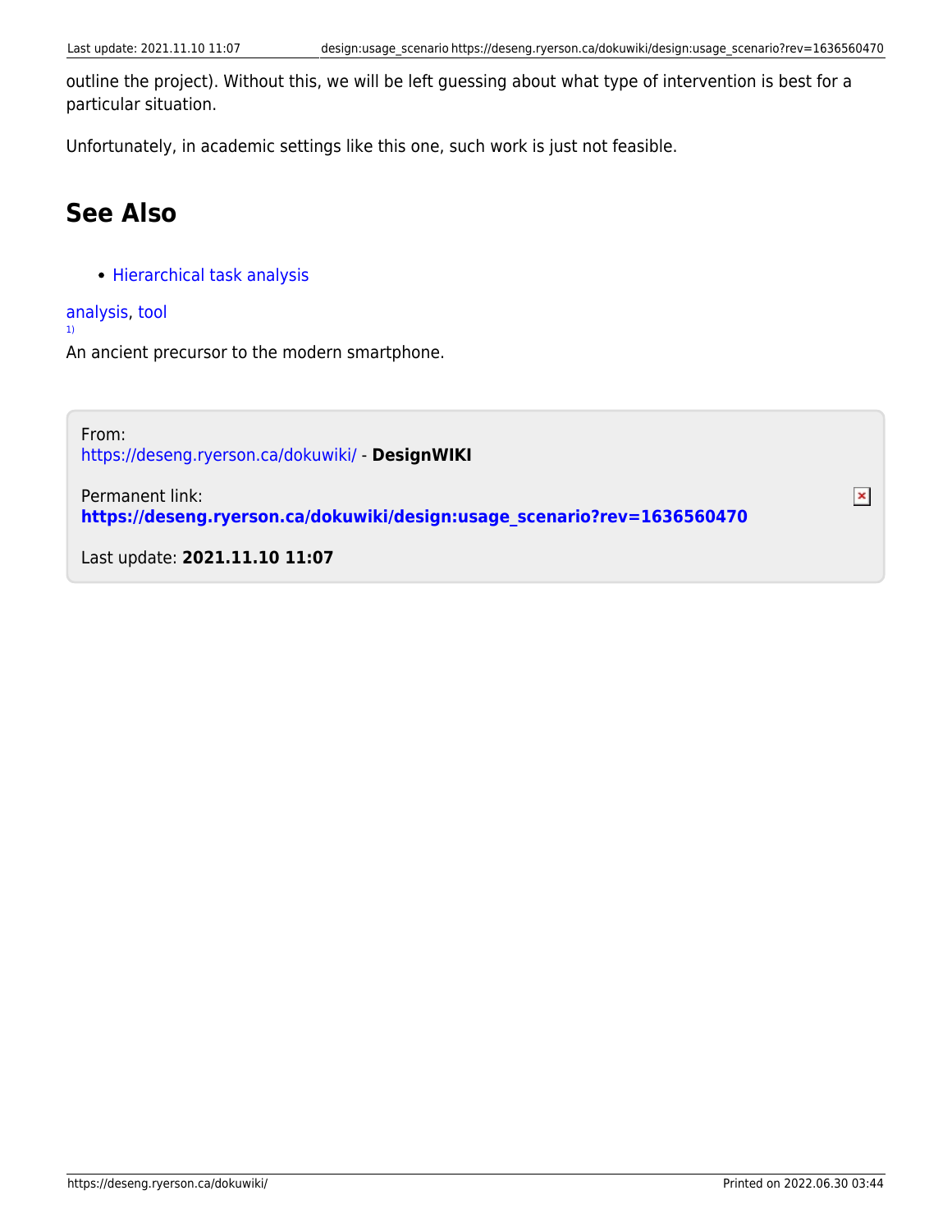outline the project). Without this, we will be left guessing about what type of intervention is best for a particular situation.

Unfortunately, in academic settings like this one, such work is just not feasible.

## See Also

- Hierarchical task analysis

analysis, tool

[1]
An ancient precursor to the modern smartphone.

From:
https://deseng.ryerson.ca/dokuwiki/ - **DesignWIKI**

Permanent link:
**https://deseng.ryerson.ca/dokuwiki/design:usage_scenario?rev=1636560470**

Last update: **2021.11.10 11:07**